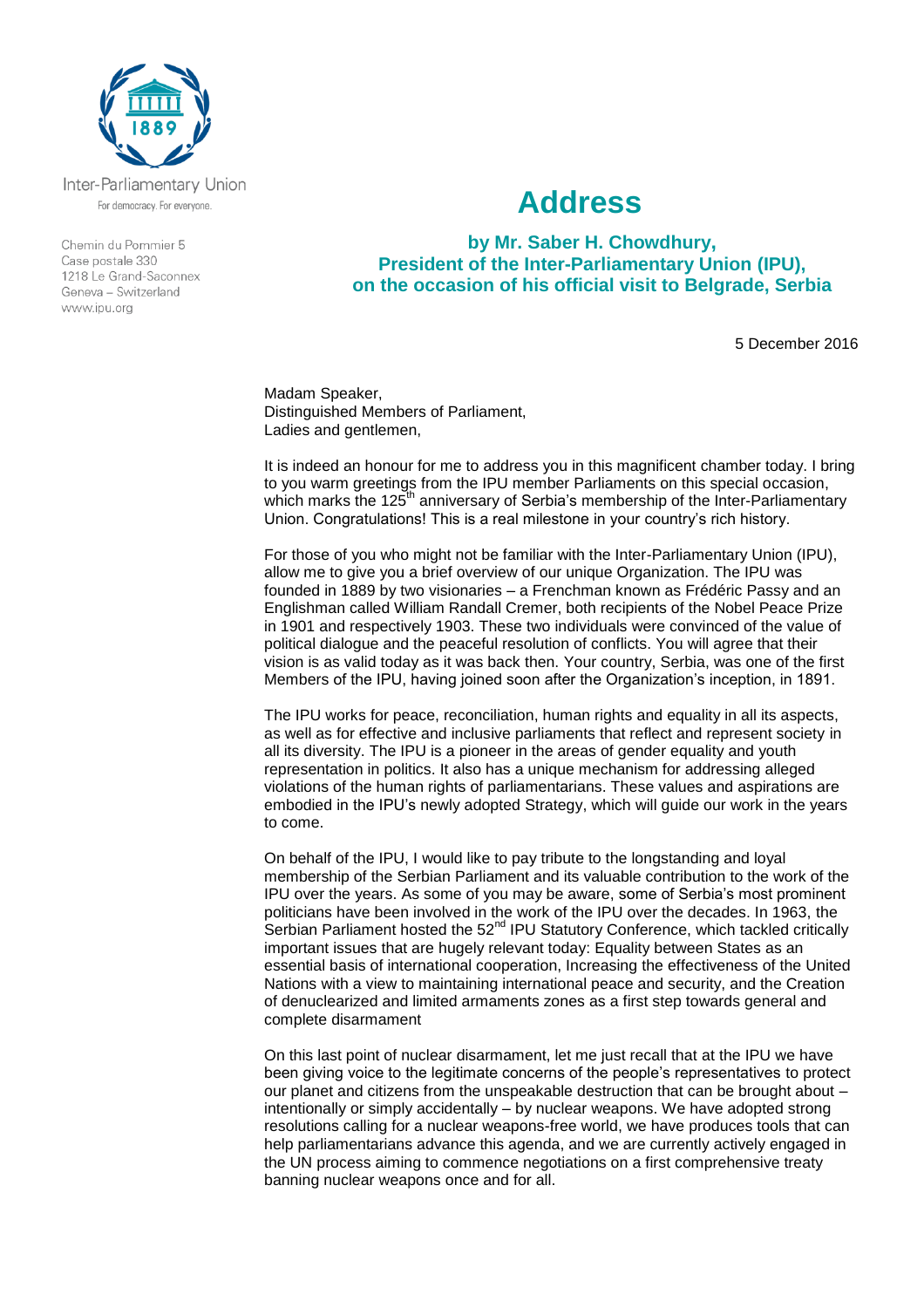Inter-Parliamentary Union

For democracy. For everyone.

Chemin du Pommier 5
Case postale 330
1218 Le Grand-Saconnex
Geneva – Switzerland
www.ipu.org

# Address

## by Mr. Saber H. Chowdhury, President of the Inter-Parliamentary Union (IPU), on the occasion of his official visit to Belgrade, Serbia

5 December 2016

Madam Speaker,
Distinguished Members of Parliament,
Ladies and gentlemen,

It is indeed an honour for me to address you in this magnificent chamber today. I bring to you warm greetings from the IPU member Parliaments on this special occasion, which marks the 125th anniversary of Serbia's membership of the Inter-Parliamentary Union. Congratulations! This is a real milestone in your country's rich history.

For those of you who might not be familiar with the Inter-Parliamentary Union (IPU), allow me to give you a brief overview of our unique Organization. The IPU was founded in 1889 by two visionaries – a Frenchman known as Frédéric Passy and an Englishman called William Randall Cremer, both recipients of the Nobel Peace Prize in 1901 and respectively 1903. These two individuals were convinced of the value of political dialogue and the peaceful resolution of conflicts. You will agree that their vision is as valid today as it was back then. Your country, Serbia, was one of the first Members of the IPU, having joined soon after the Organization's inception, in 1891.

The IPU works for peace, reconciliation, human rights and equality in all its aspects, as well as for effective and inclusive parliaments that reflect and represent society in all its diversity. The IPU is a pioneer in the areas of gender equality and youth representation in politics. It also has a unique mechanism for addressing alleged violations of the human rights of parliamentarians. These values and aspirations are embodied in the IPU's newly adopted Strategy, which will guide our work in the years to come.

On behalf of the IPU, I would like to pay tribute to the longstanding and loyal membership of the Serbian Parliament and its valuable contribution to the work of the IPU over the years. As some of you may be aware, some of Serbia's most prominent politicians have been involved in the work of the IPU over the decades. In 1963, the Serbian Parliament hosted the 52nd IPU Statutory Conference, which tackled critically important issues that are hugely relevant today: Equality between States as an essential basis of international cooperation, Increasing the effectiveness of the United Nations with a view to maintaining international peace and security, and the Creation of denuclearized and limited armaments zones as a first step towards general and complete disarmament

On this last point of nuclear disarmament, let me just recall that at the IPU we have been giving voice to the legitimate concerns of the people's representatives to protect our planet and citizens from the unspeakable destruction that can be brought about – intentionally or simply accidentally – by nuclear weapons. We have adopted strong resolutions calling for a nuclear weapons-free world, we have produces tools that can help parliamentarians advance this agenda, and we are currently actively engaged in the UN process aiming to commence negotiations on a first comprehensive treaty banning nuclear weapons once and for all.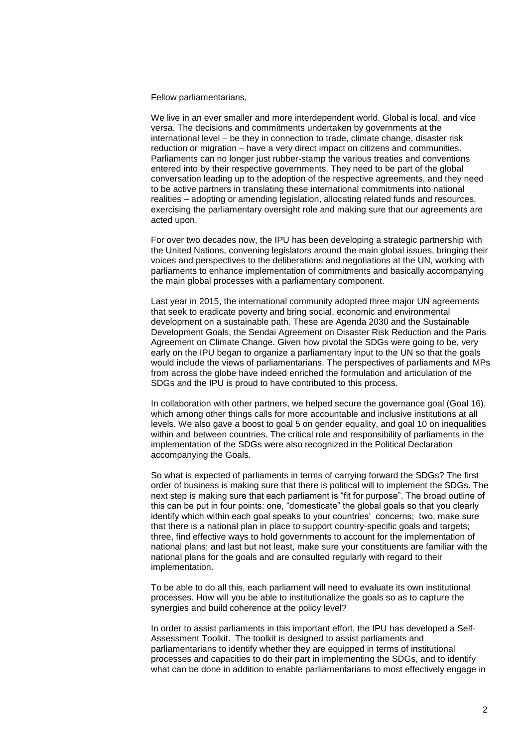Fellow parliamentarians,

We live in an ever smaller and more interdependent world. Global is local, and vice versa. The decisions and commitments undertaken by governments at the international level – be they in connection to trade, climate change, disaster risk reduction or migration – have a very direct impact on citizens and communities. Parliaments can no longer just rubber-stamp the various treaties and conventions entered into by their respective governments. They need to be part of the global conversation leading up to the adoption of the respective agreements, and they need to be active partners in translating these international commitments into national realities – adopting or amending legislation, allocating related funds and resources, exercising the parliamentary oversight role and making sure that our agreements are acted upon.

For over two decades now, the IPU has been developing a strategic partnership with the United Nations, convening legislators around the main global issues, bringing their voices and perspectives to the deliberations and negotiations at the UN, working with parliaments to enhance implementation of commitments and basically accompanying the main global processes with a parliamentary component.

Last year in 2015, the international community adopted three major UN agreements that seek to eradicate poverty and bring social, economic and environmental development on a sustainable path. These are Agenda 2030 and the Sustainable Development Goals, the Sendai Agreement on Disaster Risk Reduction and the Paris Agreement on Climate Change. Given how pivotal the SDGs were going to be, very early on the IPU began to organize a parliamentary input to the UN so that the goals would include the views of parliamentarians. The perspectives of parliaments and MPs from across the globe have indeed enriched the formulation and articulation of the SDGs and the IPU is proud to have contributed to this process.

In collaboration with other partners, we helped secure the governance goal (Goal 16), which among other things calls for more accountable and inclusive institutions at all levels. We also gave a boost to goal 5 on gender equality, and goal 10 on inequalities within and between countries. The critical role and responsibility of parliaments in the implementation of the SDGs were also recognized in the Political Declaration accompanying the Goals.

So what is expected of parliaments in terms of carrying forward the SDGs? The first order of business is making sure that there is political will to implement the SDGs. The next step is making sure that each parliament is "fit for purpose". The broad outline of this can be put in four points: one, "domesticate" the global goals so that you clearly identify which within each goal speaks to your countries' concerns; two, make sure that there is a national plan in place to support country-specific goals and targets; three, find effective ways to hold governments to account for the implementation of national plans; and last but not least, make sure your constituents are familiar with the national plans for the goals and are consulted regularly with regard to their implementation.

To be able to do all this, each parliament will need to evaluate its own institutional processes. How will you be able to institutionalize the goals so as to capture the synergies and build coherence at the policy level?

In order to assist parliaments in this important effort, the IPU has developed a Self-Assessment Toolkit. The toolkit is designed to assist parliaments and parliamentarians to identify whether they are equipped in terms of institutional processes and capacities to do their part in implementing the SDGs, and to identify what can be done in addition to enable parliamentarians to most effectively engage in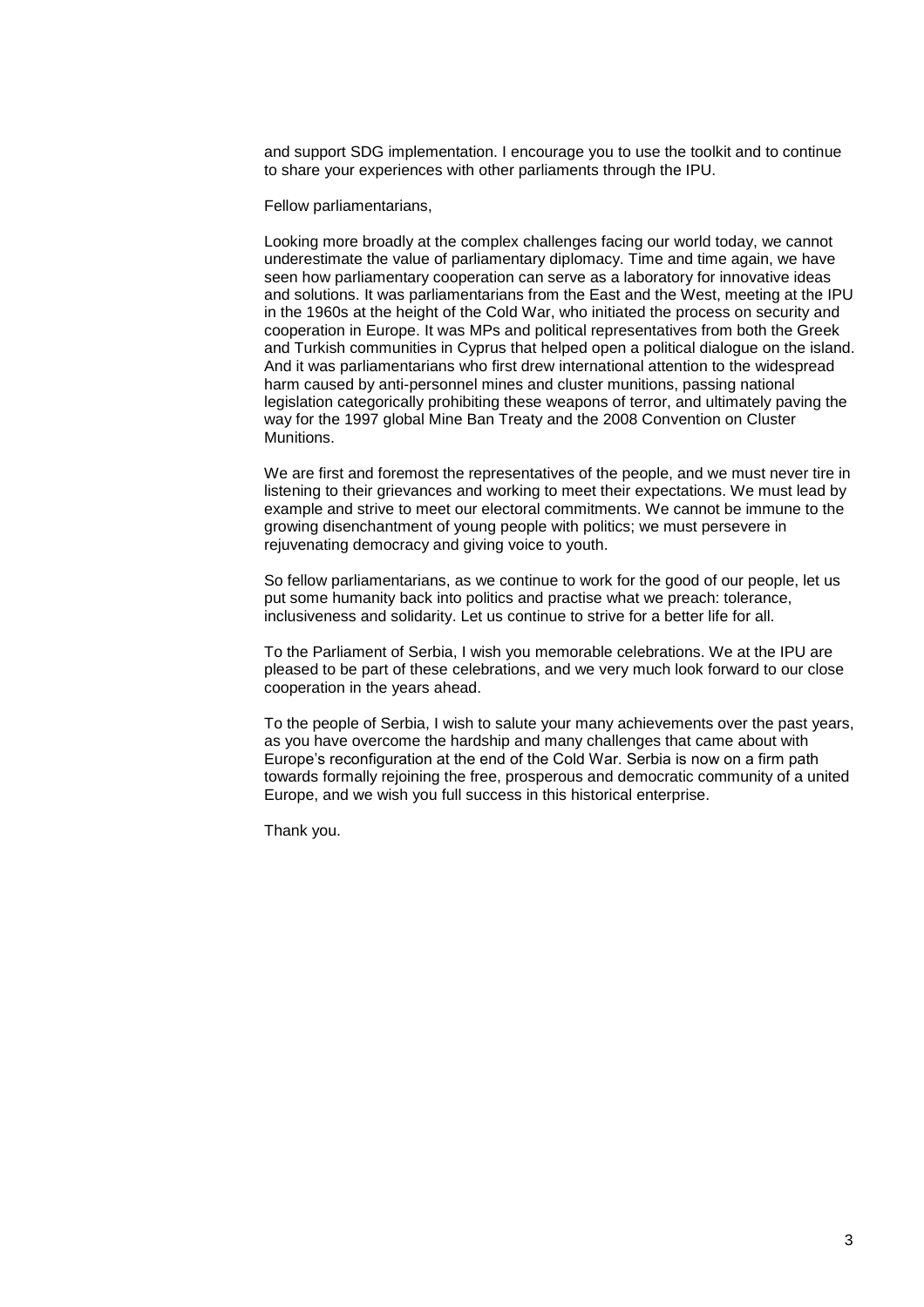and support SDG implementation. I encourage you to use the toolkit and to continue to share your experiences with other parliaments through the IPU.

Fellow parliamentarians,

Looking more broadly at the complex challenges facing our world today, we cannot underestimate the value of parliamentary diplomacy. Time and time again, we have seen how parliamentary cooperation can serve as a laboratory for innovative ideas and solutions. It was parliamentarians from the East and the West, meeting at the IPU in the 1960s at the height of the Cold War, who initiated the process on security and cooperation in Europe. It was MPs and political representatives from both the Greek and Turkish communities in Cyprus that helped open a political dialogue on the island. And it was parliamentarians who first drew international attention to the widespread harm caused by anti-personnel mines and cluster munitions, passing national legislation categorically prohibiting these weapons of terror, and ultimately paving the way for the 1997 global Mine Ban Treaty and the 2008 Convention on Cluster Munitions.

We are first and foremost the representatives of the people, and we must never tire in listening to their grievances and working to meet their expectations. We must lead by example and strive to meet our electoral commitments. We cannot be immune to the growing disenchantment of young people with politics; we must persevere in rejuvenating democracy and giving voice to youth.

So fellow parliamentarians, as we continue to work for the good of our people, let us put some humanity back into politics and practise what we preach: tolerance, inclusiveness and solidarity. Let us continue to strive for a better life for all.

To the Parliament of Serbia, I wish you memorable celebrations. We at the IPU are pleased to be part of these celebrations, and we very much look forward to our close cooperation in the years ahead.

To the people of Serbia, I wish to salute your many achievements over the past years, as you have overcome the hardship and many challenges that came about with Europe's reconfiguration at the end of the Cold War. Serbia is now on a firm path towards formally rejoining the free, prosperous and democratic community of a united Europe, and we wish you full success in this historical enterprise.

Thank you.